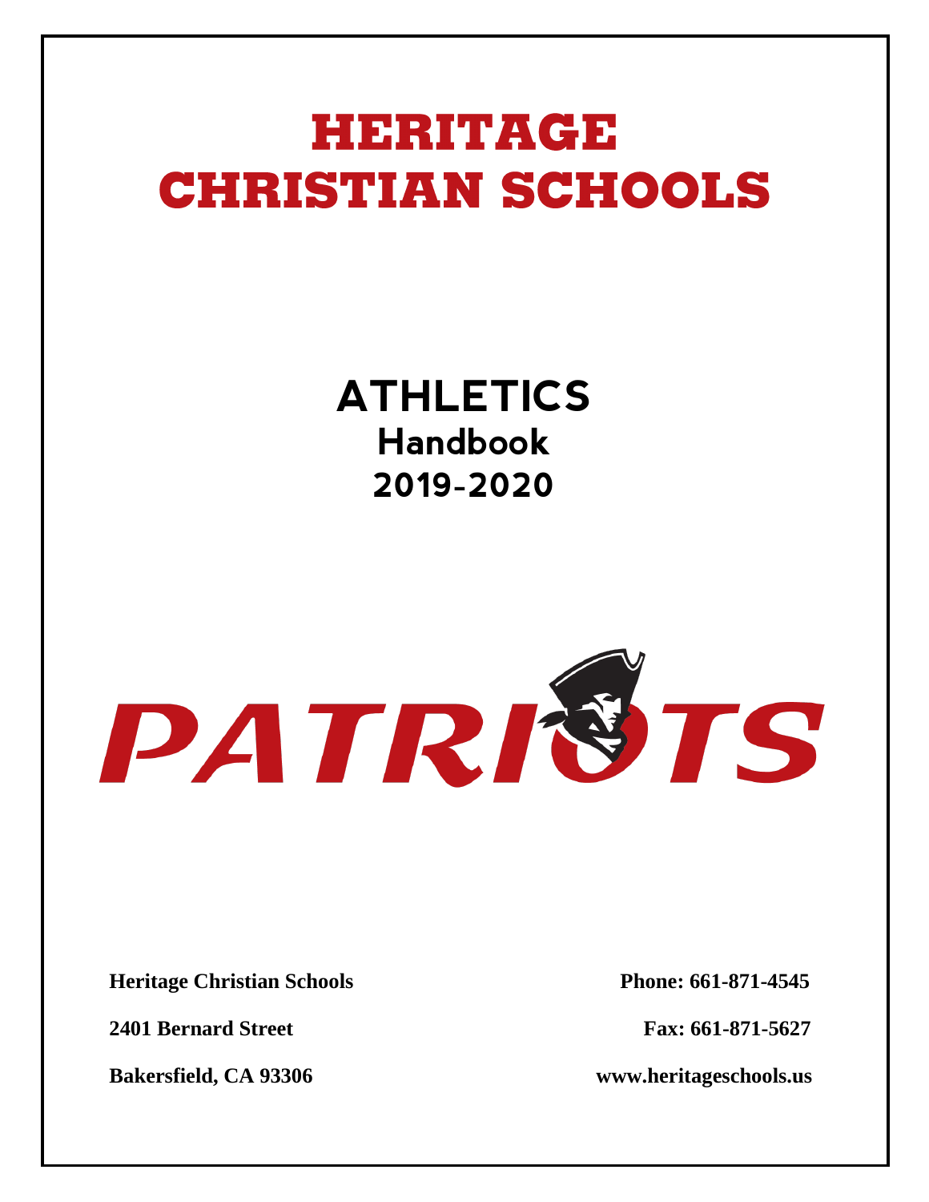# HERITAGE CHRISTIAN SCHOOLS

## ATHLETICS
## Handbook
## 2019-2020

PATRIOTS

**Heritage Christian Schools**

**2401 Bernard Street**

**Bakersfield, CA 93306**

**Phone: 661-871-4545**

**Fax: 661-871-5627**

**www.heritageschools.us**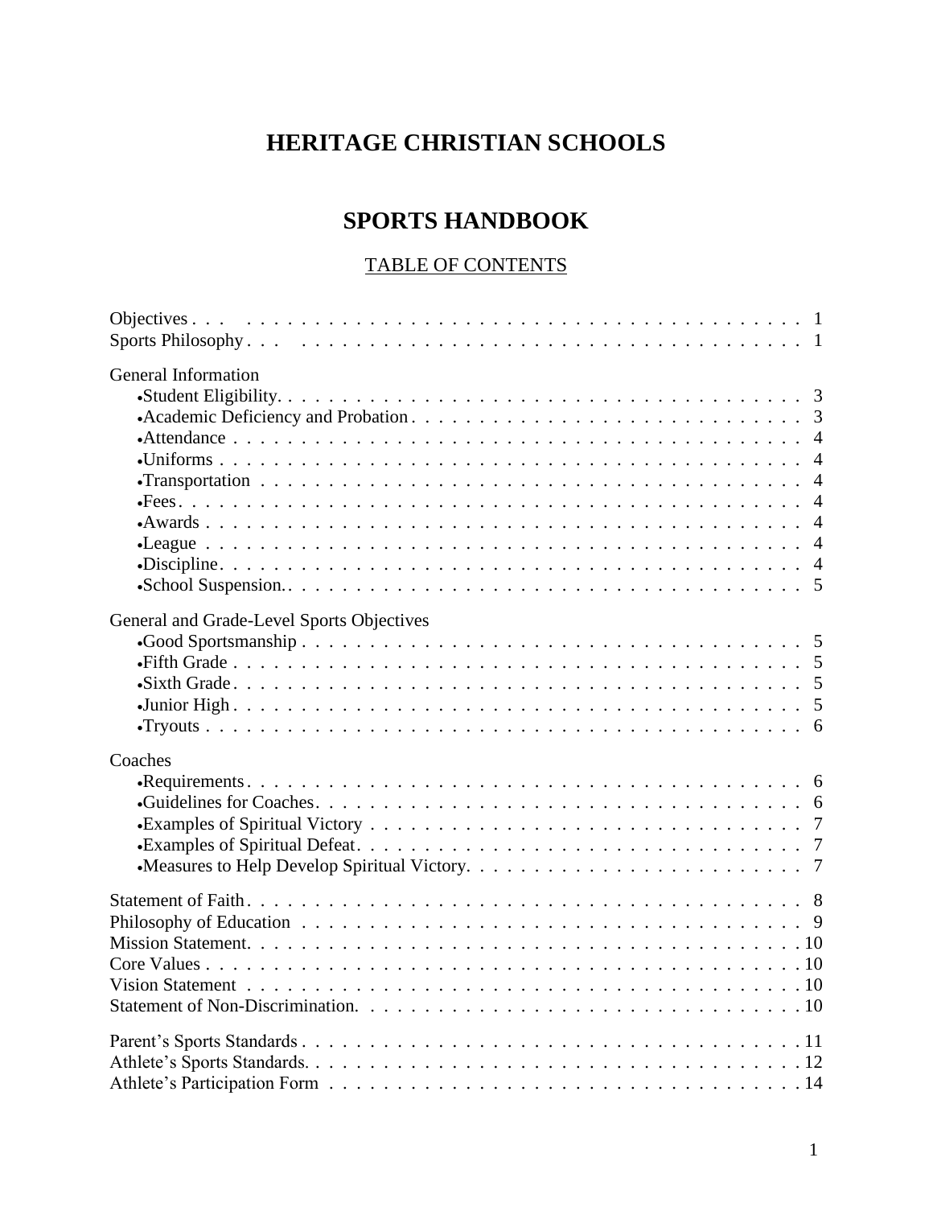# HERITAGE CHRISTIAN SCHOOLS

# SPORTS HANDBOOK

## TABLE OF CONTENTS

Objectives . . . 1
Sports Philosophy . . . 1

General Information
- Student Eligibility . . . 3
- Academic Deficiency and Probation . . . 3
- Attendance . . . 4
- Uniforms . . . 4
- Transportation . . . 4
- Fees . . . 4
- Awards . . . 4
- League . . . 4
- Discipline . . . 4
- School Suspension . . . 5

General and Grade-Level Sports Objectives
- Good Sportsmanship . . . 5
- Fifth Grade . . . 5
- Sixth Grade . . . 5
- Junior High . . . 5
- Tryouts . . . 6

Coaches
- Requirements . . . 6
- Guidelines for Coaches . . . 6
- Examples of Spiritual Victory . . . 7
- Examples of Spiritual Defeat . . . 7
- Measures to Help Develop Spiritual Victory . . . 7

Statement of Faith . . . 8
Philosophy of Education . . . 9
Mission Statement . . . 10
Core Values . . . 10
Vision Statement . . . 10
Statement of Non-Discrimination . . . 10

Parent's Sports Standards . . . 11
Athlete's Sports Standards . . . 12
Athlete's Participation Form . . . 14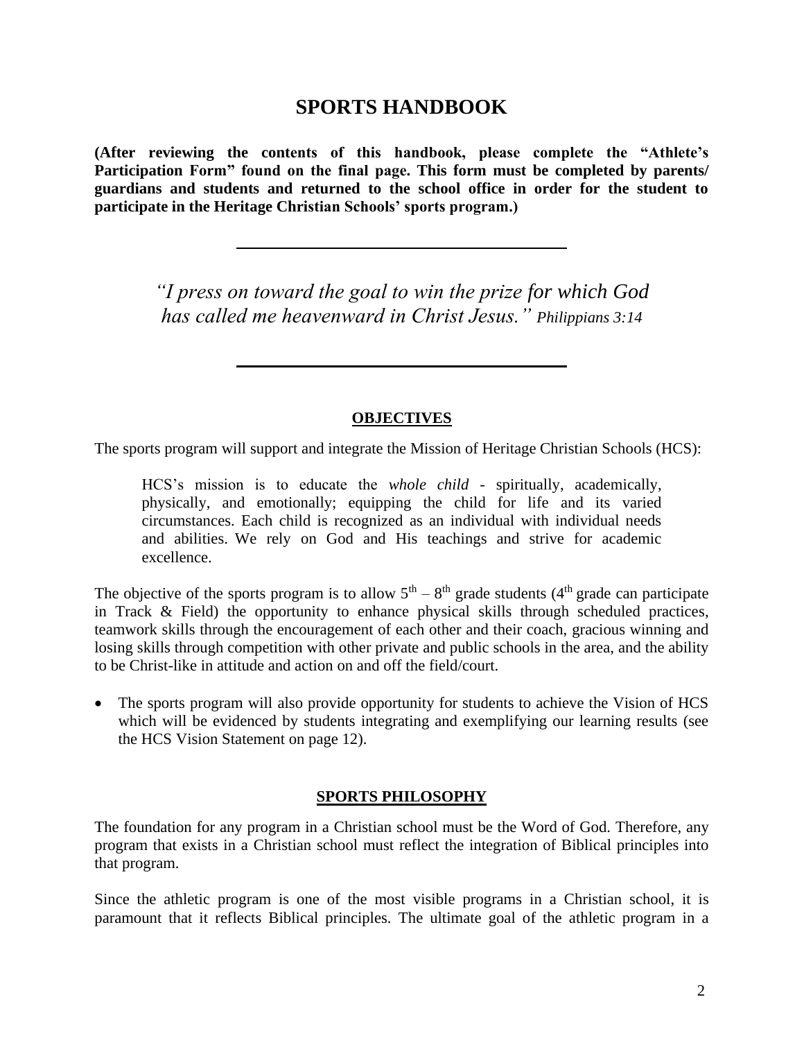# SPORTS HANDBOOK

**(After reviewing the contents of this handbook, please complete the "Athlete's Participation Form" found on the final page. This form must be completed by parents/ guardians and students and returned to the school office in order for the student to participate in the Heritage Christian Schools' sports program.)**

---

*"I press on toward the goal to win the prize for which God has called me heavenward in Christ Jesus." Philippians 3:14*

---

## OBJECTIVES

The sports program will support and integrate the Mission of Heritage Christian Schools (HCS):

> HCS's mission is to educate the *whole child* - spiritually, academically, physically, and emotionally; equipping the child for life and its varied circumstances. Each child is recognized as an individual with individual needs and abilities. We rely on God and His teachings and strive for academic excellence.

The objective of the sports program is to allow 5th – 8th grade students (4th grade can participate in Track & Field) the opportunity to enhance physical skills through scheduled practices, teamwork skills through the encouragement of each other and their coach, gracious winning and losing skills through competition with other private and public schools in the area, and the ability to be Christ-like in attitude and action on and off the field/court.

- The sports program will also provide opportunity for students to achieve the Vision of HCS which will be evidenced by students integrating and exemplifying our learning results (see the HCS Vision Statement on page 12).

## SPORTS PHILOSOPHY

The foundation for any program in a Christian school must be the Word of God. Therefore, any program that exists in a Christian school must reflect the integration of Biblical principles into that program.

Since the athletic program is one of the most visible programs in a Christian school, it is paramount that it reflects Biblical principles. The ultimate goal of the athletic program in a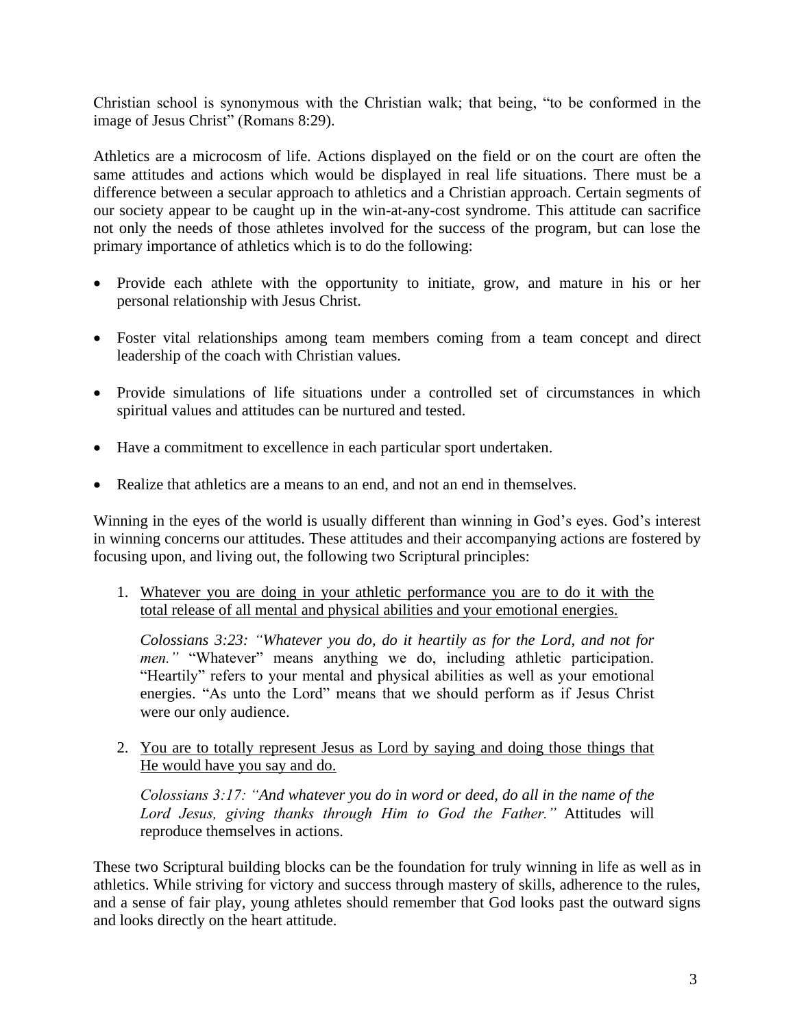Christian school is synonymous with the Christian walk; that being, "to be conformed in the image of Jesus Christ" (Romans 8:29).

Athletics are a microcosm of life. Actions displayed on the field or on the court are often the same attitudes and actions which would be displayed in real life situations. There must be a difference between a secular approach to athletics and a Christian approach. Certain segments of our society appear to be caught up in the win-at-any-cost syndrome. This attitude can sacrifice not only the needs of those athletes involved for the success of the program, but can lose the primary importance of athletics which is to do the following:

- Provide each athlete with the opportunity to initiate, grow, and mature in his or her personal relationship with Jesus Christ.
- Foster vital relationships among team members coming from a team concept and direct leadership of the coach with Christian values.
- Provide simulations of life situations under a controlled set of circumstances in which spiritual values and attitudes can be nurtured and tested.
- Have a commitment to excellence in each particular sport undertaken.
- Realize that athletics are a means to an end, and not an end in themselves.

Winning in the eyes of the world is usually different than winning in God's eyes. God's interest in winning concerns our attitudes. These attitudes and their accompanying actions are fostered by focusing upon, and living out, the following two Scriptural principles:

1. <u>Whatever you are doing in your athletic performance you are to do it with the total release of all mental and physical abilities and your emotional energies.</u>

   *Colossians 3:23: "Whatever you do, do it heartily as for the Lord, and not for men."* "Whatever" means anything we do, including athletic participation. "Heartily" refers to your mental and physical abilities as well as your emotional energies. "As unto the Lord" means that we should perform as if Jesus Christ were our only audience.

2. <u>You are to totally represent Jesus as Lord by saying and doing those things that He would have you say and do.</u>

   *Colossians 3:17: "And whatever you do in word or deed, do all in the name of the Lord Jesus, giving thanks through Him to God the Father."* Attitudes will reproduce themselves in actions.

These two Scriptural building blocks can be the foundation for truly winning in life as well as in athletics. While striving for victory and success through mastery of skills, adherence to the rules, and a sense of fair play, young athletes should remember that God looks past the outward signs and looks directly on the heart attitude.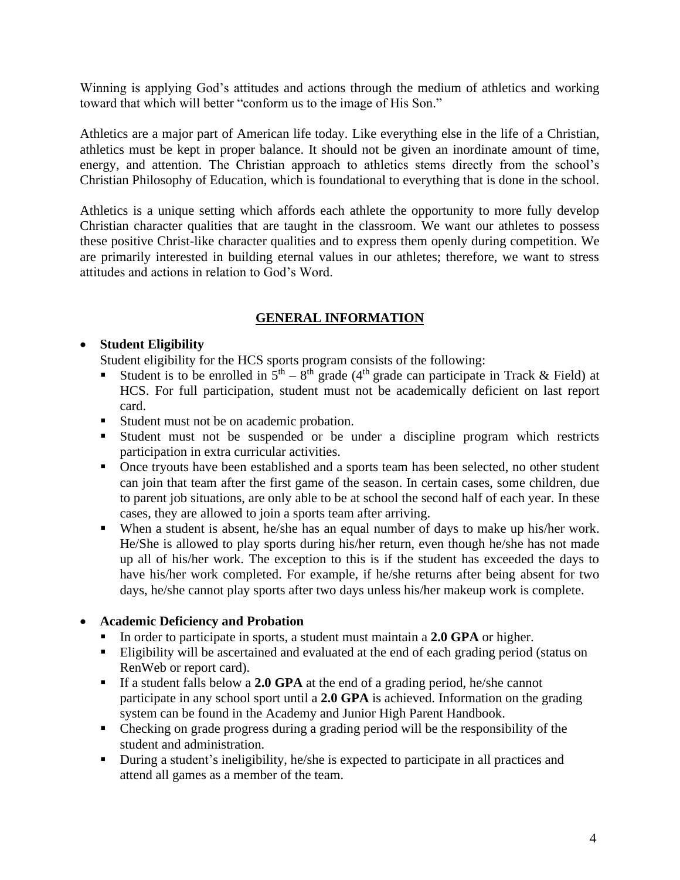Winning is applying God's attitudes and actions through the medium of athletics and working toward that which will better "conform us to the image of His Son."

Athletics are a major part of American life today. Like everything else in the life of a Christian, athletics must be kept in proper balance. It should not be given an inordinate amount of time, energy, and attention. The Christian approach to athletics stems directly from the school's Christian Philosophy of Education, which is foundational to everything that is done in the school.

Athletics is a unique setting which affords each athlete the opportunity to more fully develop Christian character qualities that are taught in the classroom. We want our athletes to possess these positive Christ-like character qualities and to express them openly during competition. We are primarily interested in building eternal values in our athletes; therefore, we want to stress attitudes and actions in relation to God's Word.

## GENERAL INFORMATION

- **Student Eligibility**
  Student eligibility for the HCS sports program consists of the following:
  - Student is to be enrolled in 5th – 8th grade (4th grade can participate in Track & Field) at HCS. For full participation, student must not be academically deficient on last report card.
  - Student must not be on academic probation.
  - Student must not be suspended or be under a discipline program which restricts participation in extra curricular activities.
  - Once tryouts have been established and a sports team has been selected, no other student can join that team after the first game of the season. In certain cases, some children, due to parent job situations, are only able to be at school the second half of each year. In these cases, they are allowed to join a sports team after arriving.
  - When a student is absent, he/she has an equal number of days to make up his/her work. He/She is allowed to play sports during his/her return, even though he/she has not made up all of his/her work. The exception to this is if the student has exceeded the days to have his/her work completed. For example, if he/she returns after being absent for two days, he/she cannot play sports after two days unless his/her makeup work is complete.

- **Academic Deficiency and Probation**
  - In order to participate in sports, a student must maintain a **2.0 GPA** or higher.
  - Eligibility will be ascertained and evaluated at the end of each grading period (status on RenWeb or report card).
  - If a student falls below a **2.0 GPA** at the end of a grading period, he/she cannot participate in any school sport until a **2.0 GPA** is achieved. Information on the grading system can be found in the Academy and Junior High Parent Handbook.
  - Checking on grade progress during a grading period will be the responsibility of the student and administration.
  - During a student's ineligibility, he/she is expected to participate in all practices and attend all games as a member of the team.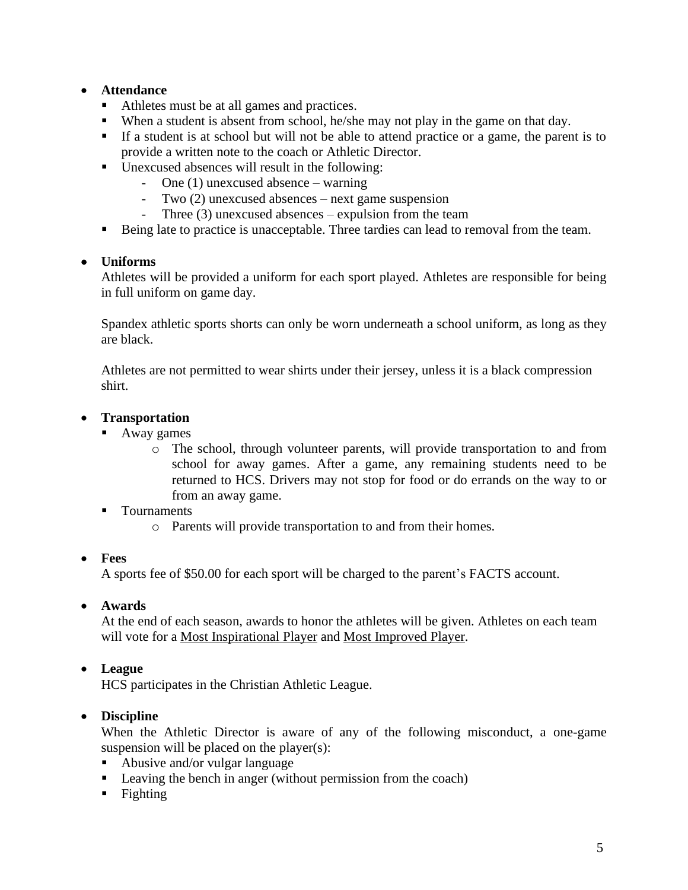- **Attendance**
  - Athletes must be at all games and practices.
  - When a student is absent from school, he/she may not play in the game on that day.
  - If a student is at school but will not be able to attend practice or a game, the parent is to provide a written note to the coach or Athletic Director.
  - Unexcused absences will result in the following:
    - One (1) unexcused absence – warning
    - Two (2) unexcused absences – next game suspension
    - Three (3) unexcused absences – expulsion from the team
  - Being late to practice is unacceptable. Three tardies can lead to removal from the team.

- **Uniforms**

  Athletes will be provided a uniform for each sport played. Athletes are responsible for being in full uniform on game day.

  Spandex athletic sports shorts can only be worn underneath a school uniform, as long as they are black.

  Athletes are not permitted to wear shirts under their jersey, unless it is a black compression shirt.

- **Transportation**
  - Away games
    - The school, through volunteer parents, will provide transportation to and from school for away games. After a game, any remaining students need to be returned to HCS. Drivers may not stop for food or do errands on the way to or from an away game.
  - Tournaments
    - Parents will provide transportation to and from their homes.

- **Fees**

  A sports fee of $50.00 for each sport will be charged to the parent's FACTS account.

- **Awards**

  At the end of each season, awards to honor the athletes will be given. Athletes on each team will vote for a <u>Most Inspirational Player</u> and <u>Most Improved Player</u>.

- **League**

  HCS participates in the Christian Athletic League.

- **Discipline**

  When the Athletic Director is aware of any of the following misconduct, a one-game suspension will be placed on the player(s):
  - Abusive and/or vulgar language
  - Leaving the bench in anger (without permission from the coach)
  - Fighting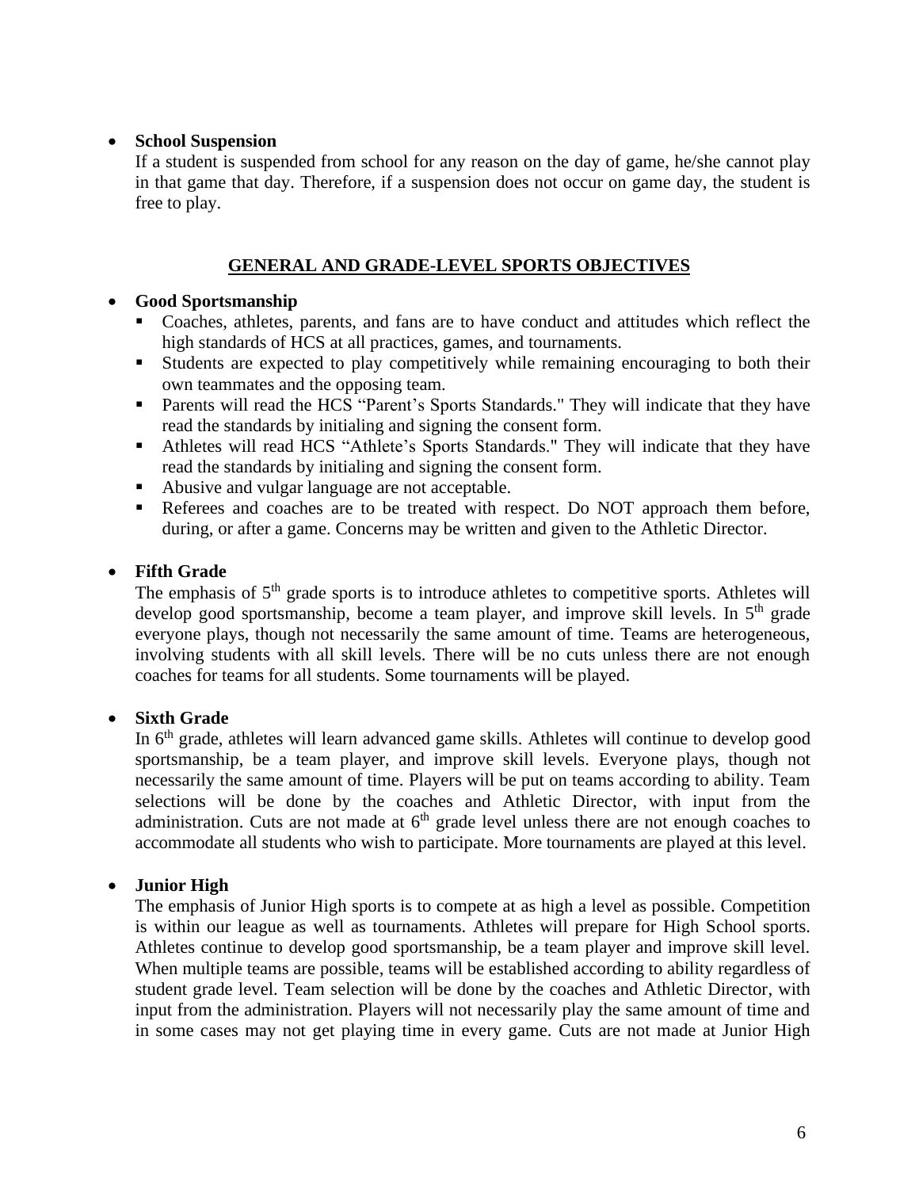- **School Suspension**

  If a student is suspended from school for any reason on the day of game, he/she cannot play in that game that day. Therefore, if a suspension does not occur on game day, the student is free to play.

## GENERAL AND GRADE-LEVEL SPORTS OBJECTIVES

- **Good Sportsmanship**
  - Coaches, athletes, parents, and fans are to have conduct and attitudes which reflect the high standards of HCS at all practices, games, and tournaments.
  - Students are expected to play competitively while remaining encouraging to both their own teammates and the opposing team.
  - Parents will read the HCS "Parent's Sports Standards." They will indicate that they have read the standards by initialing and signing the consent form.
  - Athletes will read HCS "Athlete's Sports Standards." They will indicate that they have read the standards by initialing and signing the consent form.
  - Abusive and vulgar language are not acceptable.
  - Referees and coaches are to be treated with respect. Do NOT approach them before, during, or after a game. Concerns may be written and given to the Athletic Director.

- **Fifth Grade**

  The emphasis of 5th grade sports is to introduce athletes to competitive sports. Athletes will develop good sportsmanship, become a team player, and improve skill levels. In 5th grade everyone plays, though not necessarily the same amount of time. Teams are heterogeneous, involving students with all skill levels. There will be no cuts unless there are not enough coaches for teams for all students. Some tournaments will be played.

- **Sixth Grade**

  In 6th grade, athletes will learn advanced game skills. Athletes will continue to develop good sportsmanship, be a team player, and improve skill levels. Everyone plays, though not necessarily the same amount of time. Players will be put on teams according to ability. Team selections will be done by the coaches and Athletic Director, with input from the administration. Cuts are not made at 6th grade level unless there are not enough coaches to accommodate all students who wish to participate. More tournaments are played at this level.

- **Junior High**

  The emphasis of Junior High sports is to compete at as high a level as possible. Competition is within our league as well as tournaments. Athletes will prepare for High School sports. Athletes continue to develop good sportsmanship, be a team player and improve skill level. When multiple teams are possible, teams will be established according to ability regardless of student grade level. Team selection will be done by the coaches and Athletic Director, with input from the administration. Players will not necessarily play the same amount of time and in some cases may not get playing time in every game. Cuts are not made at Junior High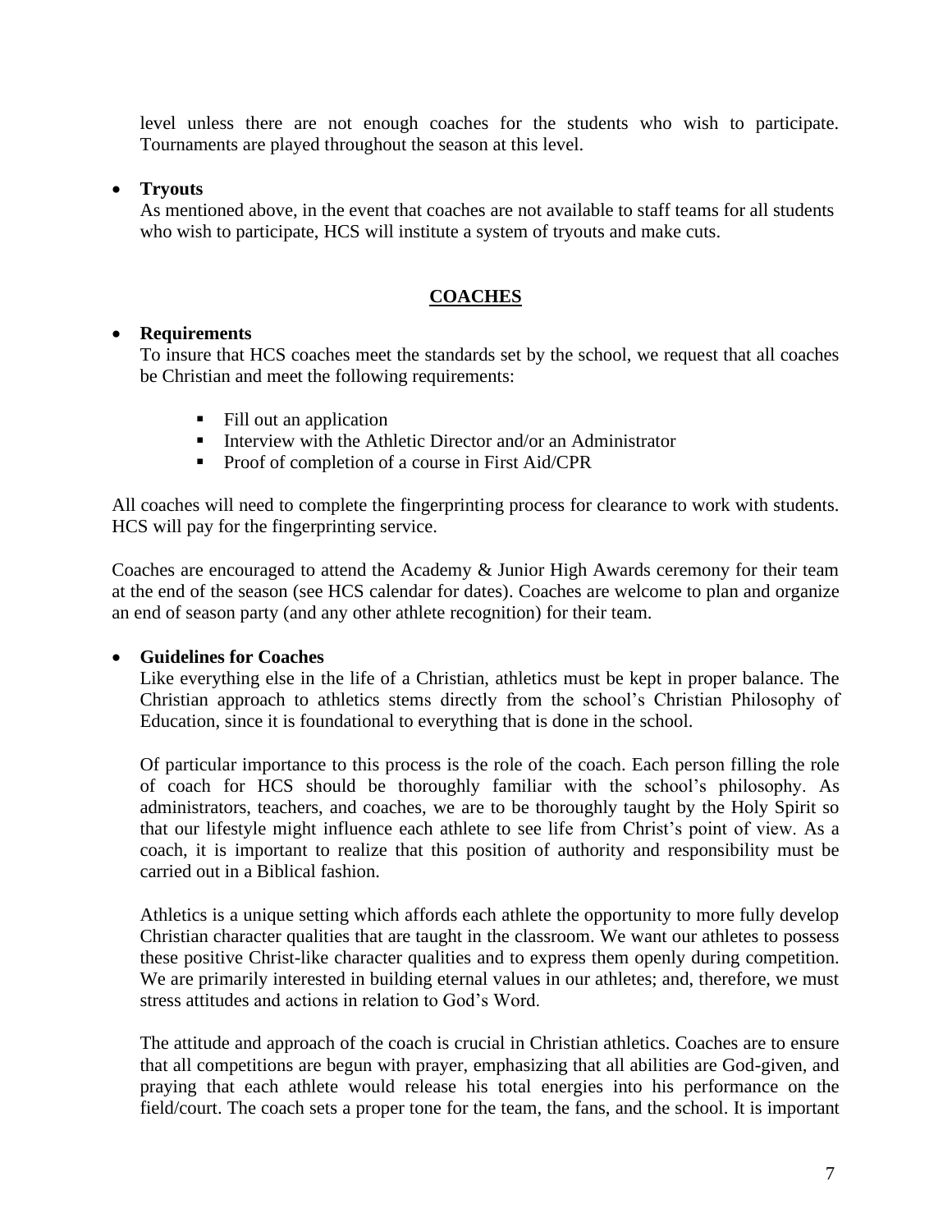level unless there are not enough coaches for the students who wish to participate. Tournaments are played throughout the season at this level.

- **Tryouts**
  As mentioned above, in the event that coaches are not available to staff teams for all students who wish to participate, HCS will institute a system of tryouts and make cuts.

## **COACHES**

- **Requirements**
  To insure that HCS coaches meet the standards set by the school, we request that all coaches be Christian and meet the following requirements:

  - Fill out an application
  - Interview with the Athletic Director and/or an Administrator
  - Proof of completion of a course in First Aid/CPR

All coaches will need to complete the fingerprinting process for clearance to work with students. HCS will pay for the fingerprinting service.

Coaches are encouraged to attend the Academy & Junior High Awards ceremony for their team at the end of the season (see HCS calendar for dates). Coaches are welcome to plan and organize an end of season party (and any other athlete recognition) for their team.

- **Guidelines for Coaches**
  Like everything else in the life of a Christian, athletics must be kept in proper balance. The Christian approach to athletics stems directly from the school's Christian Philosophy of Education, since it is foundational to everything that is done in the school.

  Of particular importance to this process is the role of the coach. Each person filling the role of coach for HCS should be thoroughly familiar with the school's philosophy. As administrators, teachers, and coaches, we are to be thoroughly taught by the Holy Spirit so that our lifestyle might influence each athlete to see life from Christ's point of view. As a coach, it is important to realize that this position of authority and responsibility must be carried out in a Biblical fashion.

  Athletics is a unique setting which affords each athlete the opportunity to more fully develop Christian character qualities that are taught in the classroom. We want our athletes to possess these positive Christ-like character qualities and to express them openly during competition. We are primarily interested in building eternal values in our athletes; and, therefore, we must stress attitudes and actions in relation to God's Word.

  The attitude and approach of the coach is crucial in Christian athletics. Coaches are to ensure that all competitions are begun with prayer, emphasizing that all abilities are God-given, and praying that each athlete would release his total energies into his performance on the field/court. The coach sets a proper tone for the team, the fans, and the school. It is important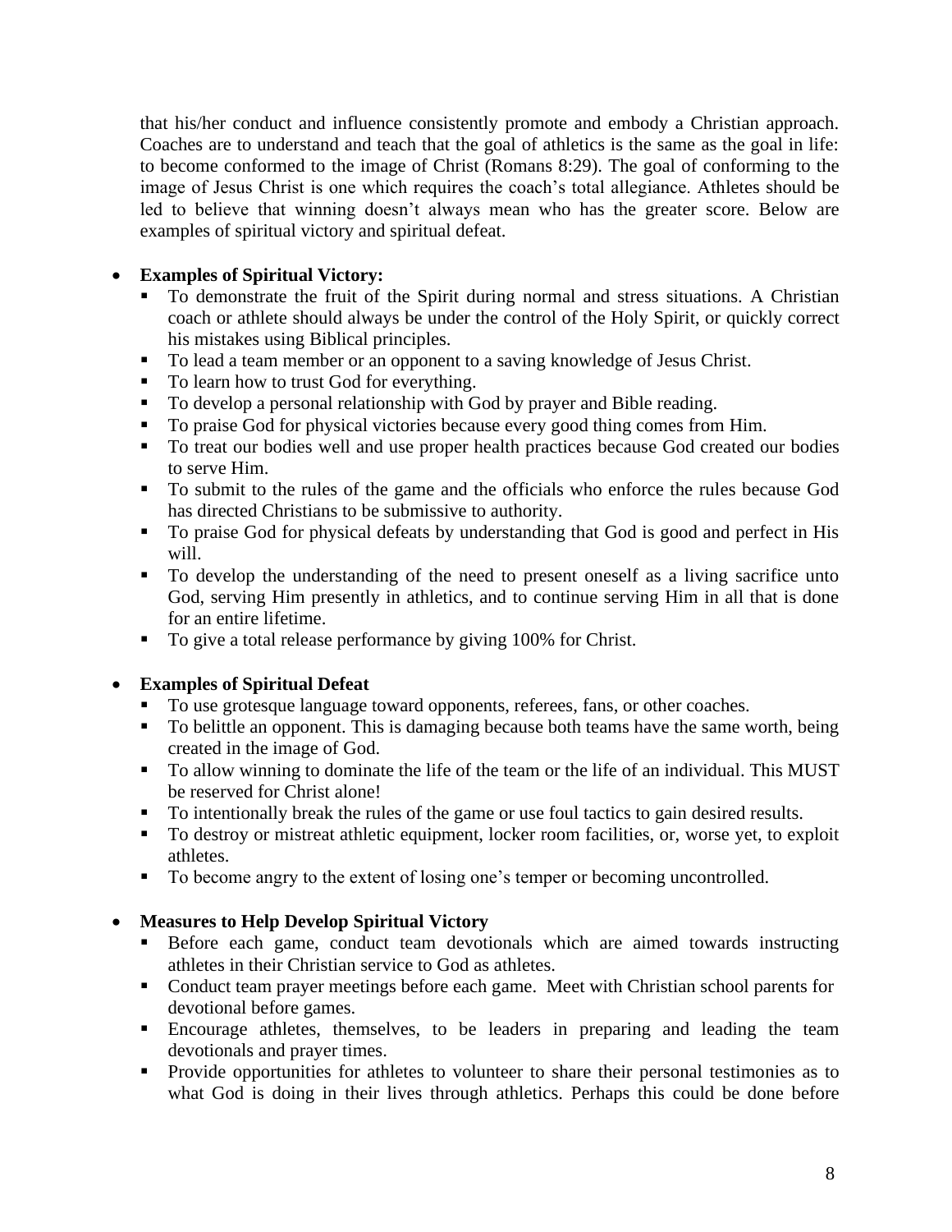that his/her conduct and influence consistently promote and embody a Christian approach. Coaches are to understand and teach that the goal of athletics is the same as the goal in life: to become conformed to the image of Christ (Romans 8:29). The goal of conforming to the image of Jesus Christ is one which requires the coach's total allegiance. Athletes should be led to believe that winning doesn't always mean who has the greater score. Below are examples of spiritual victory and spiritual defeat.

- **Examples of Spiritual Victory:**
  - To demonstrate the fruit of the Spirit during normal and stress situations. A Christian coach or athlete should always be under the control of the Holy Spirit, or quickly correct his mistakes using Biblical principles.
  - To lead a team member or an opponent to a saving knowledge of Jesus Christ.
  - To learn how to trust God for everything.
  - To develop a personal relationship with God by prayer and Bible reading.
  - To praise God for physical victories because every good thing comes from Him.
  - To treat our bodies well and use proper health practices because God created our bodies to serve Him.
  - To submit to the rules of the game and the officials who enforce the rules because God has directed Christians to be submissive to authority.
  - To praise God for physical defeats by understanding that God is good and perfect in His will.
  - To develop the understanding of the need to present oneself as a living sacrifice unto God, serving Him presently in athletics, and to continue serving Him in all that is done for an entire lifetime.
  - To give a total release performance by giving 100% for Christ.

- **Examples of Spiritual Defeat**
  - To use grotesque language toward opponents, referees, fans, or other coaches.
  - To belittle an opponent. This is damaging because both teams have the same worth, being created in the image of God.
  - To allow winning to dominate the life of the team or the life of an individual. This MUST be reserved for Christ alone!
  - To intentionally break the rules of the game or use foul tactics to gain desired results.
  - To destroy or mistreat athletic equipment, locker room facilities, or, worse yet, to exploit athletes.
  - To become angry to the extent of losing one's temper or becoming uncontrolled.

- **Measures to Help Develop Spiritual Victory**
  - Before each game, conduct team devotionals which are aimed towards instructing athletes in their Christian service to God as athletes.
  - Conduct team prayer meetings before each game. Meet with Christian school parents for devotional before games.
  - Encourage athletes, themselves, to be leaders in preparing and leading the team devotionals and prayer times.
  - Provide opportunities for athletes to volunteer to share their personal testimonies as to what God is doing in their lives through athletics. Perhaps this could be done before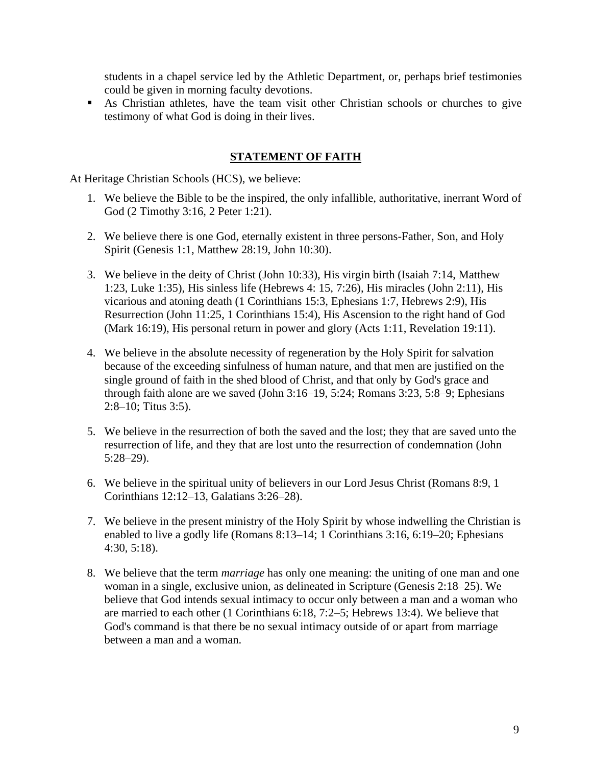students in a chapel service led by the Athletic Department, or, perhaps brief testimonies could be given in morning faculty devotions.

- As Christian athletes, have the team visit other Christian schools or churches to give testimony of what God is doing in their lives.

## STATEMENT OF FAITH

At Heritage Christian Schools (HCS), we believe:

1. We believe the Bible to be the inspired, the only infallible, authoritative, inerrant Word of God (2 Timothy 3:16, 2 Peter 1:21).

2. We believe there is one God, eternally existent in three persons-Father, Son, and Holy Spirit (Genesis 1:1, Matthew 28:19, John 10:30).

3. We believe in the deity of Christ (John 10:33), His virgin birth (Isaiah 7:14, Matthew 1:23, Luke 1:35), His sinless life (Hebrews 4: 15, 7:26), His miracles (John 2:11), His vicarious and atoning death (1 Corinthians 15:3, Ephesians 1:7, Hebrews 2:9), His Resurrection (John 11:25, 1 Corinthians 15:4), His Ascension to the right hand of God (Mark 16:19), His personal return in power and glory (Acts 1:11, Revelation 19:11).

4. We believe in the absolute necessity of regeneration by the Holy Spirit for salvation because of the exceeding sinfulness of human nature, and that men are justified on the single ground of faith in the shed blood of Christ, and that only by God's grace and through faith alone are we saved (John 3:16–19, 5:24; Romans 3:23, 5:8–9; Ephesians 2:8–10; Titus 3:5).

5. We believe in the resurrection of both the saved and the lost; they that are saved unto the resurrection of life, and they that are lost unto the resurrection of condemnation (John 5:28–29).

6. We believe in the spiritual unity of believers in our Lord Jesus Christ (Romans 8:9, 1 Corinthians 12:12–13, Galatians 3:26–28).

7. We believe in the present ministry of the Holy Spirit by whose indwelling the Christian is enabled to live a godly life (Romans 8:13–14; 1 Corinthians 3:16, 6:19–20; Ephesians 4:30, 5:18).

8. We believe that the term *marriage* has only one meaning: the uniting of one man and one woman in a single, exclusive union, as delineated in Scripture (Genesis 2:18–25). We believe that God intends sexual intimacy to occur only between a man and a woman who are married to each other (1 Corinthians 6:18, 7:2–5; Hebrews 13:4). We believe that God's command is that there be no sexual intimacy outside of or apart from marriage between a man and a woman.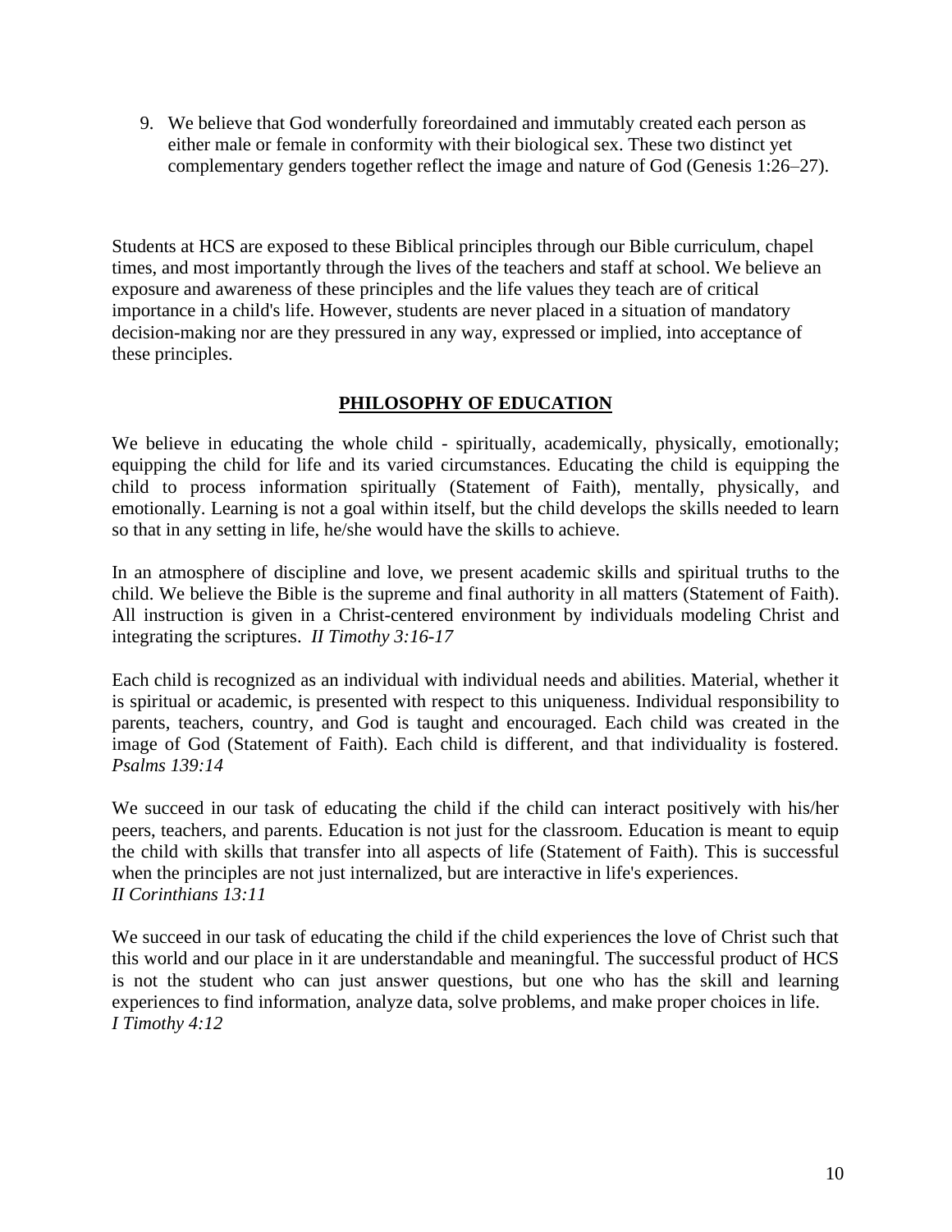9. We believe that God wonderfully foreordained and immutably created each person as either male or female in conformity with their biological sex. These two distinct yet complementary genders together reflect the image and nature of God (Genesis 1:26–27).

Students at HCS are exposed to these Biblical principles through our Bible curriculum, chapel times, and most importantly through the lives of the teachers and staff at school. We believe an exposure and awareness of these principles and the life values they teach are of critical importance in a child's life. However, students are never placed in a situation of mandatory decision-making nor are they pressured in any way, expressed or implied, into acceptance of these principles.

## PHILOSOPHY OF EDUCATION

We believe in educating the whole child - spiritually, academically, physically, emotionally; equipping the child for life and its varied circumstances. Educating the child is equipping the child to process information spiritually (Statement of Faith), mentally, physically, and emotionally. Learning is not a goal within itself, but the child develops the skills needed to learn so that in any setting in life, he/she would have the skills to achieve.

In an atmosphere of discipline and love, we present academic skills and spiritual truths to the child. We believe the Bible is the supreme and final authority in all matters (Statement of Faith). All instruction is given in a Christ-centered environment by individuals modeling Christ and integrating the scriptures. *II Timothy 3:16-17*

Each child is recognized as an individual with individual needs and abilities. Material, whether it is spiritual or academic, is presented with respect to this uniqueness. Individual responsibility to parents, teachers, country, and God is taught and encouraged. Each child was created in the image of God (Statement of Faith). Each child is different, and that individuality is fostered. *Psalms 139:14*

We succeed in our task of educating the child if the child can interact positively with his/her peers, teachers, and parents. Education is not just for the classroom. Education is meant to equip the child with skills that transfer into all aspects of life (Statement of Faith). This is successful when the principles are not just internalized, but are interactive in life's experiences.
*II Corinthians 13:11*

We succeed in our task of educating the child if the child experiences the love of Christ such that this world and our place in it are understandable and meaningful. The successful product of HCS is not the student who can just answer questions, but one who has the skill and learning experiences to find information, analyze data, solve problems, and make proper choices in life.
*I Timothy 4:12*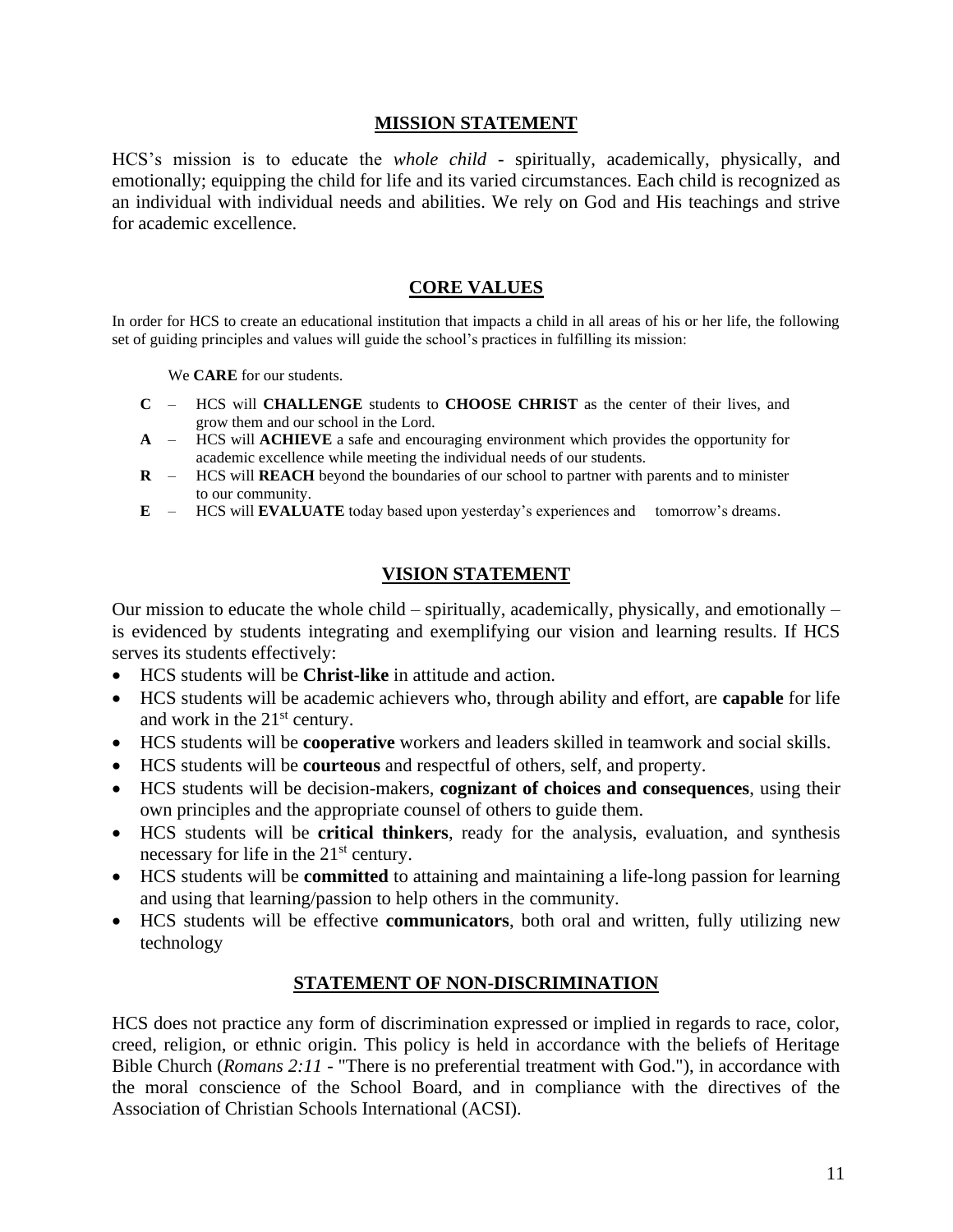## MISSION STATEMENT

HCS's mission is to educate the *whole child* - spiritually, academically, physically, and emotionally; equipping the child for life and its varied circumstances. Each child is recognized as an individual with individual needs and abilities. We rely on God and His teachings and strive for academic excellence.

## CORE VALUES

In order for HCS to create an educational institution that impacts a child in all areas of his or her life, the following set of guiding principles and values will guide the school's practices in fulfilling its mission:

We **CARE** for our students.

- **C** – HCS will **CHALLENGE** students to **CHOOSE CHRIST** as the center of their lives, and grow them and our school in the Lord.
- **A** – HCS will **ACHIEVE** a safe and encouraging environment which provides the opportunity for academic excellence while meeting the individual needs of our students.
- **R** – HCS will **REACH** beyond the boundaries of our school to partner with parents and to minister to our community.
- **E** – HCS will **EVALUATE** today based upon yesterday's experiences and tomorrow's dreams.

## VISION STATEMENT

Our mission to educate the whole child – spiritually, academically, physically, and emotionally – is evidenced by students integrating and exemplifying our vision and learning results. If HCS serves its students effectively:

- HCS students will be **Christ-like** in attitude and action.
- HCS students will be academic achievers who, through ability and effort, are **capable** for life and work in the 21st century.
- HCS students will be **cooperative** workers and leaders skilled in teamwork and social skills.
- HCS students will be **courteous** and respectful of others, self, and property.
- HCS students will be decision-makers, **cognizant of choices and consequences**, using their own principles and the appropriate counsel of others to guide them.
- HCS students will be **critical thinkers**, ready for the analysis, evaluation, and synthesis necessary for life in the 21st century.
- HCS students will be **committed** to attaining and maintaining a life-long passion for learning and using that learning/passion to help others in the community.
- HCS students will be effective **communicators**, both oral and written, fully utilizing new technology

## STATEMENT OF NON-DISCRIMINATION

HCS does not practice any form of discrimination expressed or implied in regards to race, color, creed, religion, or ethnic origin. This policy is held in accordance with the beliefs of Heritage Bible Church (*Romans 2:11* - "There is no preferential treatment with God."), in accordance with the moral conscience of the School Board, and in compliance with the directives of the Association of Christian Schools International (ACSI).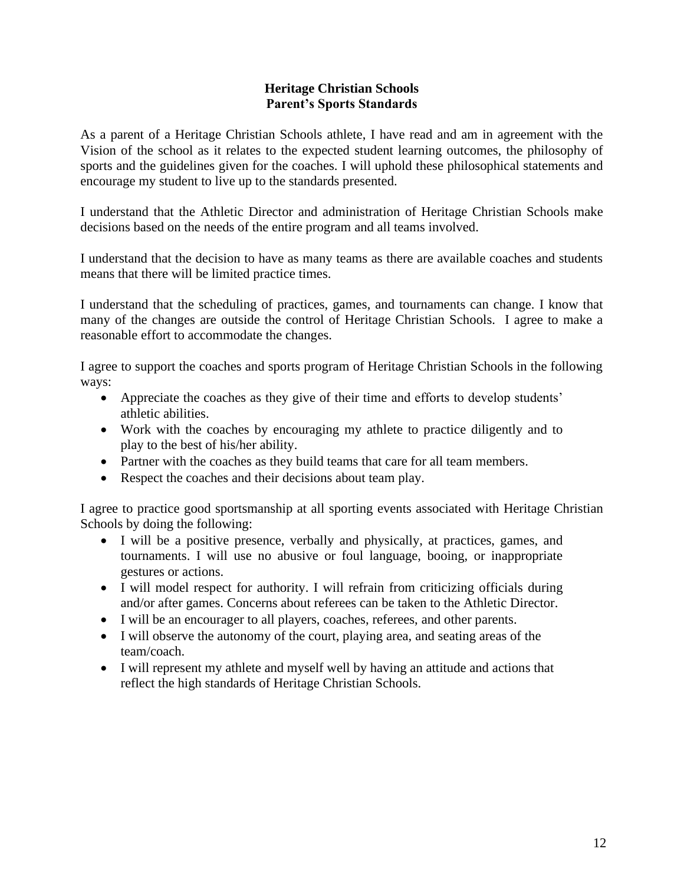# Heritage Christian Schools
## Parent's Sports Standards

As a parent of a Heritage Christian Schools athlete, I have read and am in agreement with the Vision of the school as it relates to the expected student learning outcomes, the philosophy of sports and the guidelines given for the coaches. I will uphold these philosophical statements and encourage my student to live up to the standards presented.

I understand that the Athletic Director and administration of Heritage Christian Schools make decisions based on the needs of the entire program and all teams involved.

I understand that the decision to have as many teams as there are available coaches and students means that there will be limited practice times.

I understand that the scheduling of practices, games, and tournaments can change. I know that many of the changes are outside the control of Heritage Christian Schools. I agree to make a reasonable effort to accommodate the changes.

I agree to support the coaches and sports program of Heritage Christian Schools in the following ways:

- Appreciate the coaches as they give of their time and efforts to develop students' athletic abilities.
- Work with the coaches by encouraging my athlete to practice diligently and to play to the best of his/her ability.
- Partner with the coaches as they build teams that care for all team members.
- Respect the coaches and their decisions about team play.

I agree to practice good sportsmanship at all sporting events associated with Heritage Christian Schools by doing the following:

- I will be a positive presence, verbally and physically, at practices, games, and tournaments. I will use no abusive or foul language, booing, or inappropriate gestures or actions.
- I will model respect for authority. I will refrain from criticizing officials during and/or after games. Concerns about referees can be taken to the Athletic Director.
- I will be an encourager to all players, coaches, referees, and other parents.
- I will observe the autonomy of the court, playing area, and seating areas of the team/coach.
- I will represent my athlete and myself well by having an attitude and actions that reflect the high standards of Heritage Christian Schools.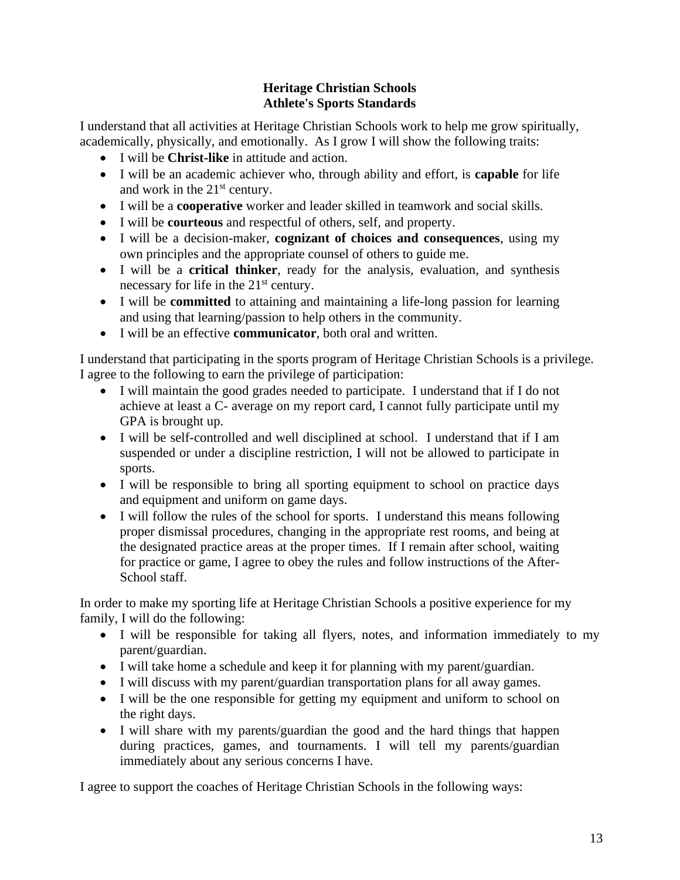# Heritage Christian Schools
## Athlete's Sports Standards

I understand that all activities at Heritage Christian Schools work to help me grow spiritually, academically, physically, and emotionally. As I grow I will show the following traits:

- I will be **Christ-like** in attitude and action.
- I will be an academic achiever who, through ability and effort, is **capable** for life and work in the 21st century.
- I will be a **cooperative** worker and leader skilled in teamwork and social skills.
- I will be **courteous** and respectful of others, self, and property.
- I will be a decision-maker, **cognizant of choices and consequences**, using my own principles and the appropriate counsel of others to guide me.
- I will be a **critical thinker**, ready for the analysis, evaluation, and synthesis necessary for life in the 21st century.
- I will be **committed** to attaining and maintaining a life-long passion for learning and using that learning/passion to help others in the community.
- I will be an effective **communicator**, both oral and written.

I understand that participating in the sports program of Heritage Christian Schools is a privilege. I agree to the following to earn the privilege of participation:

- I will maintain the good grades needed to participate. I understand that if I do not achieve at least a C- average on my report card, I cannot fully participate until my GPA is brought up.
- I will be self-controlled and well disciplined at school. I understand that if I am suspended or under a discipline restriction, I will not be allowed to participate in sports.
- I will be responsible to bring all sporting equipment to school on practice days and equipment and uniform on game days.
- I will follow the rules of the school for sports. I understand this means following proper dismissal procedures, changing in the appropriate rest rooms, and being at the designated practice areas at the proper times. If I remain after school, waiting for practice or game, I agree to obey the rules and follow instructions of the After-School staff.

In order to make my sporting life at Heritage Christian Schools a positive experience for my family, I will do the following:

- I will be responsible for taking all flyers, notes, and information immediately to my parent/guardian.
- I will take home a schedule and keep it for planning with my parent/guardian.
- I will discuss with my parent/guardian transportation plans for all away games.
- I will be the one responsible for getting my equipment and uniform to school on the right days.
- I will share with my parents/guardian the good and the hard things that happen during practices, games, and tournaments. I will tell my parents/guardian immediately about any serious concerns I have.

I agree to support the coaches of Heritage Christian Schools in the following ways: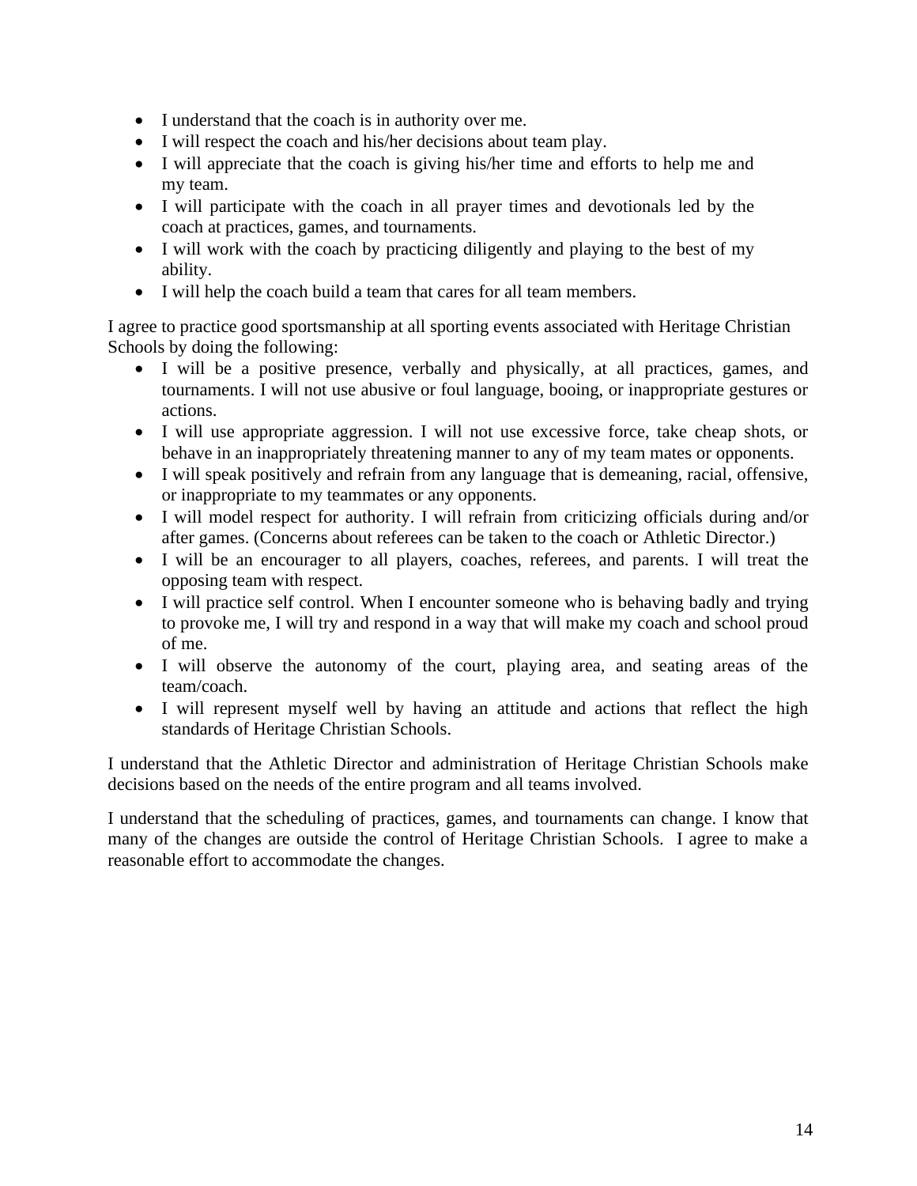- I understand that the coach is in authority over me.
- I will respect the coach and his/her decisions about team play.
- I will appreciate that the coach is giving his/her time and efforts to help me and my team.
- I will participate with the coach in all prayer times and devotionals led by the coach at practices, games, and tournaments.
- I will work with the coach by practicing diligently and playing to the best of my ability.
- I will help the coach build a team that cares for all team members.

I agree to practice good sportsmanship at all sporting events associated with Heritage Christian Schools by doing the following:

- I will be a positive presence, verbally and physically, at all practices, games, and tournaments. I will not use abusive or foul language, booing, or inappropriate gestures or actions.
- I will use appropriate aggression. I will not use excessive force, take cheap shots, or behave in an inappropriately threatening manner to any of my team mates or opponents.
- I will speak positively and refrain from any language that is demeaning, racial, offensive, or inappropriate to my teammates or any opponents.
- I will model respect for authority. I will refrain from criticizing officials during and/or after games. (Concerns about referees can be taken to the coach or Athletic Director.)
- I will be an encourager to all players, coaches, referees, and parents. I will treat the opposing team with respect.
- I will practice self control. When I encounter someone who is behaving badly and trying to provoke me, I will try and respond in a way that will make my coach and school proud of me.
- I will observe the autonomy of the court, playing area, and seating areas of the team/coach.
- I will represent myself well by having an attitude and actions that reflect the high standards of Heritage Christian Schools.

I understand that the Athletic Director and administration of Heritage Christian Schools make decisions based on the needs of the entire program and all teams involved.

I understand that the scheduling of practices, games, and tournaments can change. I know that many of the changes are outside the control of Heritage Christian Schools. I agree to make a reasonable effort to accommodate the changes.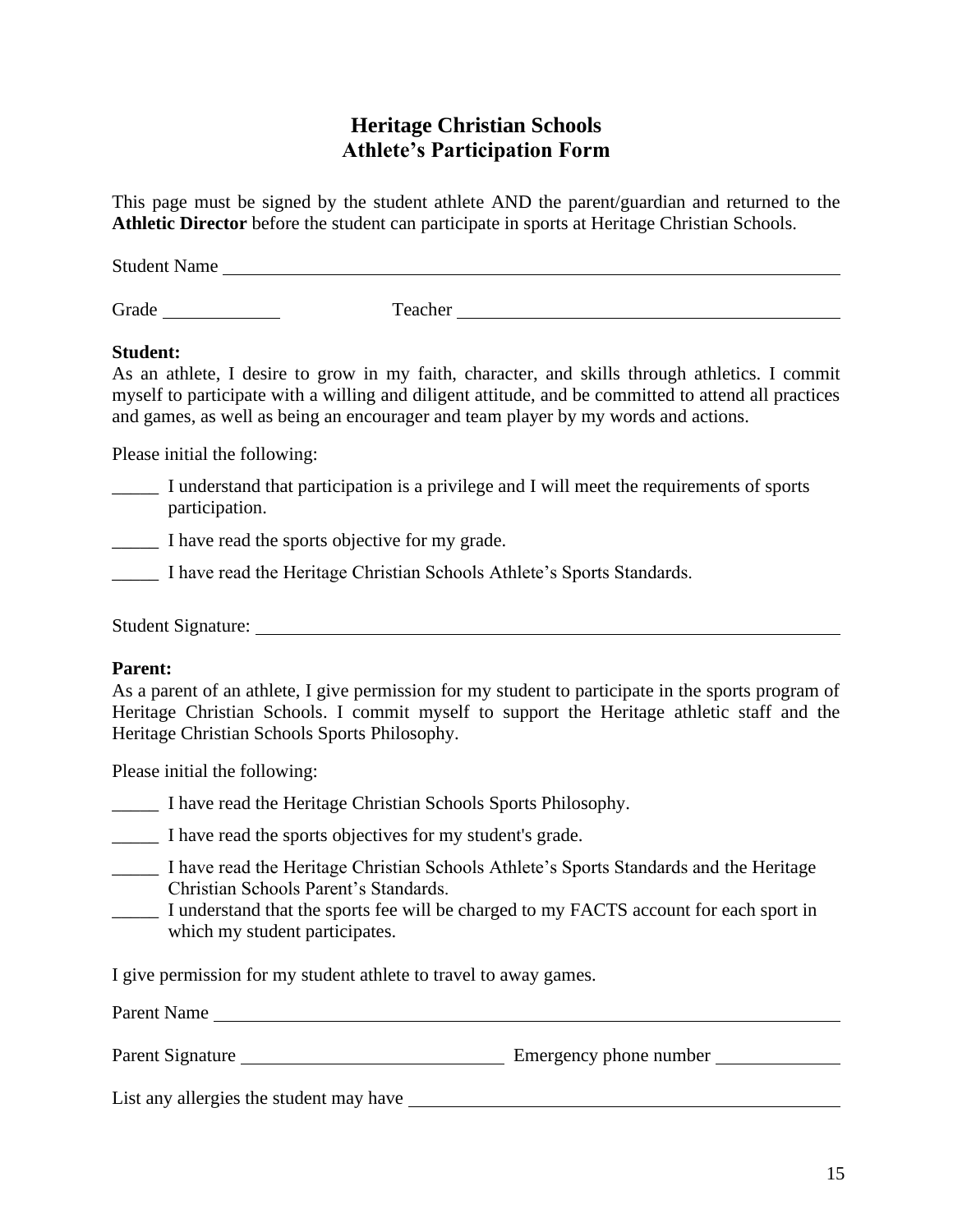# Heritage Christian Schools
# Athlete's Participation Form

This page must be signed by the student athlete AND the parent/guardian and returned to the **Athletic Director** before the student can participate in sports at Heritage Christian Schools.

Student Name ________________________________________________________________

Grade ____________ Teacher ________________________________________

**Student:**
As an athlete, I desire to grow in my faith, character, and skills through athletics. I commit myself to participate with a willing and diligent attitude, and be committed to attend all practices and games, as well as being an encourager and team player by my words and actions.

Please initial the following:

_____ I understand that participation is a privilege and I will meet the requirements of sports participation.

_____ I have read the sports objective for my grade.

_____ I have read the Heritage Christian Schools Athlete's Sports Standards.

Student Signature: ___________________________________________________________

**Parent:**
As a parent of an athlete, I give permission for my student to participate in the sports program of Heritage Christian Schools. I commit myself to support the Heritage athletic staff and the Heritage Christian Schools Sports Philosophy.

Please initial the following:

_____ I have read the Heritage Christian Schools Sports Philosophy.

_____ I have read the sports objectives for my student's grade.

_____ I have read the Heritage Christian Schools Athlete's Sports Standards and the Heritage Christian Schools Parent's Standards.

_____ I understand that the sports fee will be charged to my FACTS account for each sport in which my student participates.

I give permission for my student athlete to travel to away games.

Parent Name ________________________________________________________________

Parent Signature ____________________________ Emergency phone number _____________

List any allergies the student may have _____________________________________________